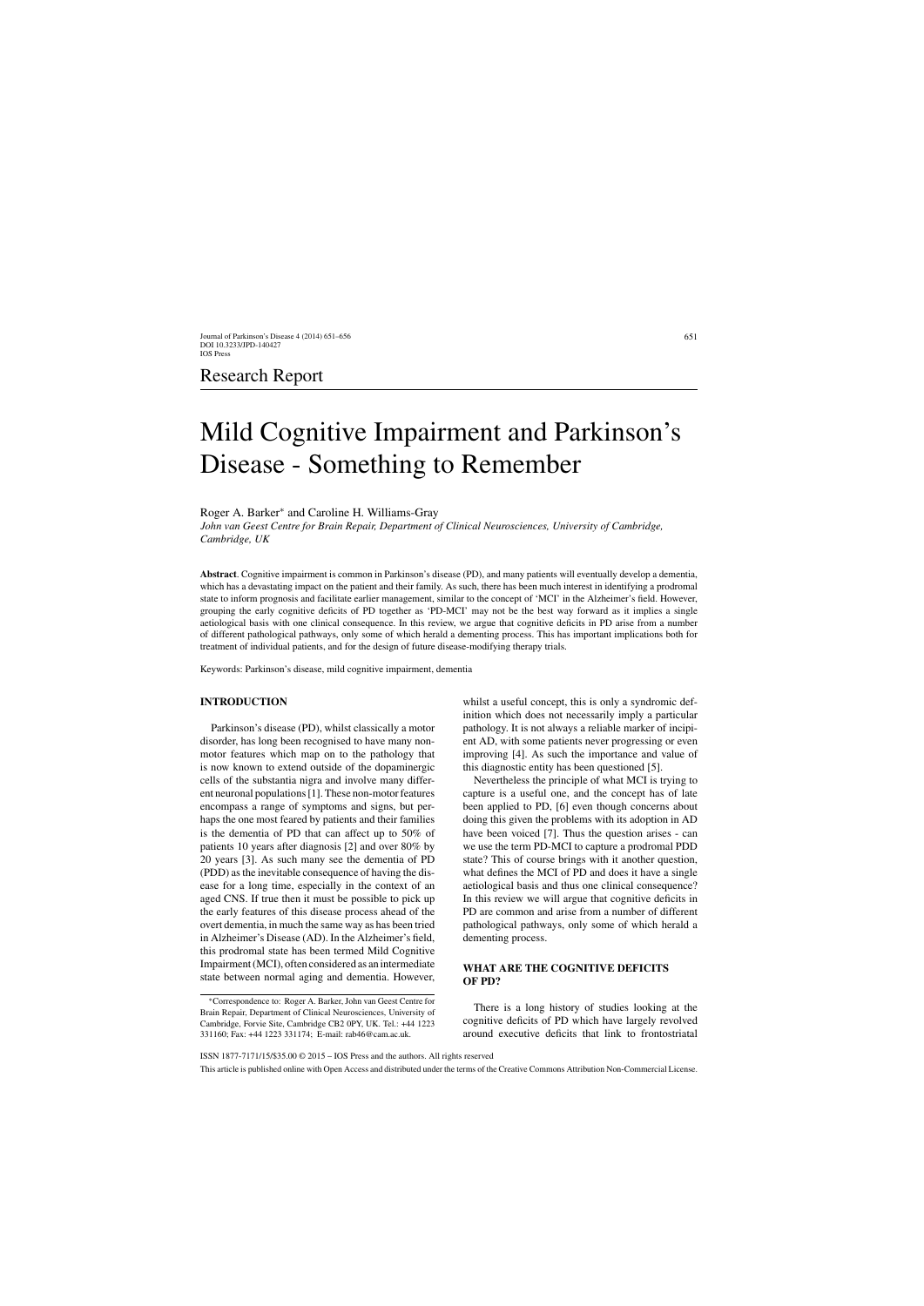Research Report

# Mild Cognitive Impairment and Parkinson's Disease - Something to Remember

Roger A. Barker* and Caroline H. Williams-Gray

*John van Geest Centre for Brain Repair, Department of Clinical Neurosciences, University of Cambridge, Cambridge, UK*

**Abstract**. Cognitive impairment is common in Parkinson's disease (PD), and many patients will eventually develop a dementia, which has a devastating impact on the patient and their family. As such, there has been much interest in identifying a prodromal state to inform prognosis and facilitate earlier management, similar to the concept of 'MCI' in the Alzheimer's field. However, grouping the early cognitive deficits of PD together as 'PD-MCI' may not be the best way forward as it implies a single aetiological basis with one clinical consequence. In this review, we argue that cognitive deficits in PD arise from a number of different pathological pathways, only some of which herald a dementing process. This has important implications both for treatment of individual patients, and for the design of future disease-modifying therapy trials.

Keywords: Parkinson's disease, mild cognitive impairment, dementia

## INTRODUCTION

Parkinson's disease (PD), whilst classically a motor disorder, has long been recognised to have many non-motor features which map on to the pathology that is now known to extend outside of the dopaminergic cells of the substantia nigra and involve many different neuronal populations [1]. These non-motor features encompass a range of symptoms and signs, but perhaps the one most feared by patients and their families is the dementia of PD that can affect up to 50% of patients 10 years after diagnosis [2] and over 80% by 20 years [3]. As such many see the dementia of PD (PDD) as the inevitable consequence of having the disease for a long time, especially in the context of an aged CNS. If true then it must be possible to pick up the early features of this disease process ahead of the overt dementia, in much the same way as has been tried in Alzheimer's Disease (AD). In the Alzheimer's field, this prodromal state has been termed Mild Cognitive Impairment (MCI), often considered as an intermediate state between normal aging and dementia. However, whilst a useful concept, this is only a syndromic definition which does not necessarily imply a particular pathology. It is not always a reliable marker of incipient AD, with some patients never progressing or even improving [4]. As such the importance and value of this diagnostic entity has been questioned [5].

Nevertheless the principle of what MCI is trying to capture is a useful one, and the concept has of late been applied to PD, [6] even though concerns about doing this given the problems with its adoption in AD have been voiced [7]. Thus the question arises - can we use the term PD-MCI to capture a prodromal PDD state? This of course brings with it another question, what defines the MCI of PD and does it have a single aetiological basis and thus one clinical consequence? In this review we will argue that cognitive deficits in PD are common and arise from a number of different pathological pathways, only some of which herald a dementing process.

## WHAT ARE THE COGNITIVE DEFICITS OF PD?

There is a long history of studies looking at the cognitive deficits of PD which have largely revolved around executive deficits that link to frontostriatal

*Correspondence to: Roger A. Barker, John van Geest Centre for Brain Repair, Department of Clinical Neurosciences, University of Cambridge, Forvie Site, Cambridge CB2 0PY, UK. Tel.: +44 1223 331160; Fax: +44 1223 331174; E-mail: rab46@cam.ac.uk.

ISSN 1877-7171/15/$35.00 © 2015 – IOS Press and the authors. All rights reserved

This article is published online with Open Access and distributed under the terms of the Creative Commons Attribution Non-Commercial License.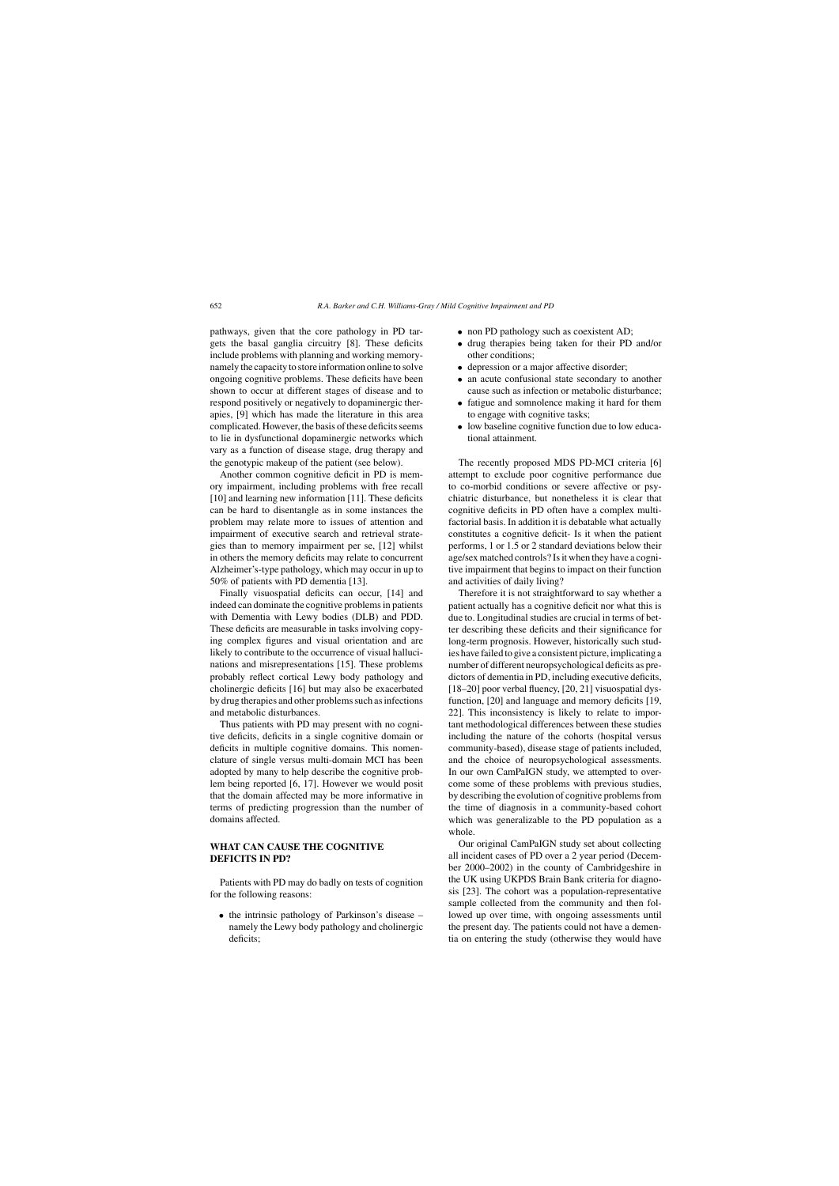pathways, given that the core pathology in PD targets the basal ganglia circuitry [8]. These deficits include problems with planning and working memory-namely the capacity to store information online to solve ongoing cognitive problems. These deficits have been shown to occur at different stages of disease and to respond positively or negatively to dopaminergic therapies, [9] which has made the literature in this area complicated. However, the basis of these deficits seems to lie in dysfunctional dopaminergic networks which vary as a function of disease stage, drug therapy and the genotypic makeup of the patient (see below).

Another common cognitive deficit in PD is memory impairment, including problems with free recall [10] and learning new information [11]. These deficits can be hard to disentangle as in some instances the problem may relate more to issues of attention and impairment of executive search and retrieval strategies than to memory impairment per se, [12] whilst in others the memory deficits may relate to concurrent Alzheimer's-type pathology, which may occur in up to 50% of patients with PD dementia [13].

Finally visuospatial deficits can occur, [14] and indeed can dominate the cognitive problems in patients with Dementia with Lewy bodies (DLB) and PDD. These deficits are measurable in tasks involving copying complex figures and visual orientation and are likely to contribute to the occurrence of visual hallucinations and misrepresentations [15]. These problems probably reflect cortical Lewy body pathology and cholinergic deficits [16] but may also be exacerbated by drug therapies and other problems such as infections and metabolic disturbances.

Thus patients with PD may present with no cognitive deficits, deficits in a single cognitive domain or deficits in multiple cognitive domains. This nomenclature of single versus multi-domain MCI has been adopted by many to help describe the cognitive problem being reported [6, 17]. However we would posit that the domain affected may be more informative in terms of predicting progression than the number of domains affected.

## WHAT CAN CAUSE THE COGNITIVE DEFICITS IN PD?

Patients with PD may do badly on tests of cognition for the following reasons:

- the intrinsic pathology of Parkinson's disease – namely the Lewy body pathology and cholinergic deficits;
- non PD pathology such as coexistent AD;
- drug therapies being taken for their PD and/or other conditions;
- depression or a major affective disorder;
- an acute confusional state secondary to another cause such as infection or metabolic disturbance;
- fatigue and somnolence making it hard for them to engage with cognitive tasks;
- low baseline cognitive function due to low educational attainment.

The recently proposed MDS PD-MCI criteria [6] attempt to exclude poor cognitive performance due to co-morbid conditions or severe affective or psychiatric disturbance, but nonetheless it is clear that cognitive deficits in PD often have a complex multifactorial basis. In addition it is debatable what actually constitutes a cognitive deficit- Is it when the patient performs, 1 or 1.5 or 2 standard deviations below their age/sex matched controls? Is it when they have a cognitive impairment that begins to impact on their function and activities of daily living?

Therefore it is not straightforward to say whether a patient actually has a cognitive deficit nor what this is due to. Longitudinal studies are crucial in terms of better describing these deficits and their significance for long-term prognosis. However, historically such studies have failed to give a consistent picture, implicating a number of different neuropsychological deficits as predictors of dementia in PD, including executive deficits, [18–20] poor verbal fluency, [20, 21] visuospatial dysfunction, [20] and language and memory deficits [19, 22]. This inconsistency is likely to relate to important methodological differences between these studies including the nature of the cohorts (hospital versus community-based), disease stage of patients included, and the choice of neuropsychological assessments. In our own CamPaIGN study, we attempted to overcome some of these problems with previous studies, by describing the evolution of cognitive problems from the time of diagnosis in a community-based cohort which was generalizable to the PD population as a whole.

Our original CamPaIGN study set about collecting all incident cases of PD over a 2 year period (December 2000–2002) in the county of Cambridgeshire in the UK using UKPDS Brain Bank criteria for diagnosis [23]. The cohort was a population-representative sample collected from the community and then followed up over time, with ongoing assessments until the present day. The patients could not have a dementia on entering the study (otherwise they would have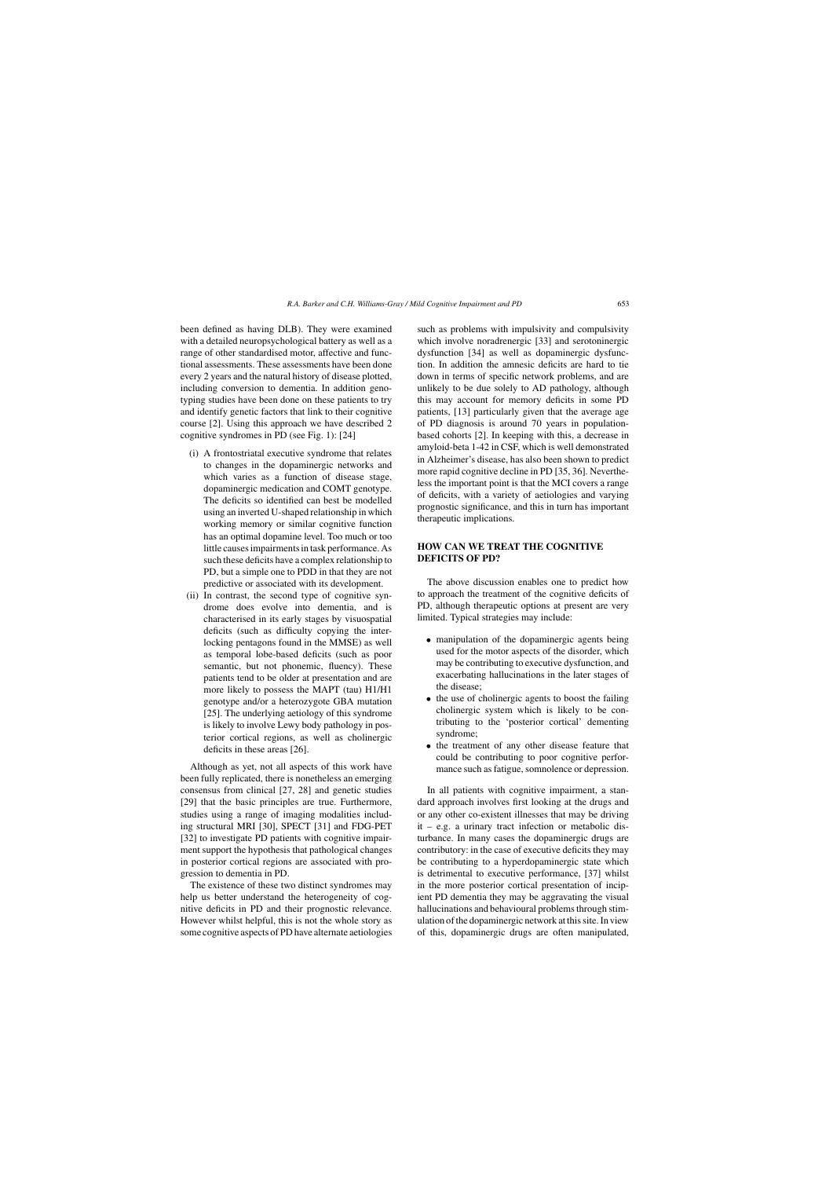been defined as having DLB). They were examined with a detailed neuropsychological battery as well as a range of other standardised motor, affective and functional assessments. These assessments have been done every 2 years and the natural history of disease plotted, including conversion to dementia. In addition genotyping studies have been done on these patients to try and identify genetic factors that link to their cognitive course [2]. Using this approach we have described 2 cognitive syndromes in PD (see Fig. 1): [24]

(i) A frontostriatal executive syndrome that relates to changes in the dopaminergic networks and which varies as a function of disease stage, dopaminergic medication and COMT genotype. The deficits so identified can best be modelled using an inverted U-shaped relationship in which working memory or similar cognitive function has an optimal dopamine level. Too much or too little causes impairments in task performance. As such these deficits have a complex relationship to PD, but a simple one to PDD in that they are not predictive or associated with its development.

(ii) In contrast, the second type of cognitive syndrome does evolve into dementia, and is characterised in its early stages by visuospatial deficits (such as difficulty copying the interlocking pentagons found in the MMSE) as well as temporal lobe-based deficits (such as poor semantic, but not phonemic, fluency). These patients tend to be older at presentation and are more likely to possess the MAPT (tau) H1/H1 genotype and/or a heterozygote GBA mutation [25]. The underlying aetiology of this syndrome is likely to involve Lewy body pathology in posterior cortical regions, as well as cholinergic deficits in these areas [26].

Although as yet, not all aspects of this work have been fully replicated, there is nonetheless an emerging consensus from clinical [27, 28] and genetic studies [29] that the basic principles are true. Furthermore, studies using a range of imaging modalities including structural MRI [30], SPECT [31] and FDG-PET [32] to investigate PD patients with cognitive impairment support the hypothesis that pathological changes in posterior cortical regions are associated with progression to dementia in PD.

The existence of these two distinct syndromes may help us better understand the heterogeneity of cognitive deficits in PD and their prognostic relevance. However whilst helpful, this is not the whole story as some cognitive aspects of PD have alternate aetiologies such as problems with impulsivity and compulsivity which involve noradrenergic [33] and serotoninergic dysfunction [34] as well as dopaminergic dysfunction. In addition the amnesic deficits are hard to tie down in terms of specific network problems, and are unlikely to be due solely to AD pathology, although this may account for memory deficits in some PD patients, [13] particularly given that the average age of PD diagnosis is around 70 years in population-based cohorts [2]. In keeping with this, a decrease in amyloid-beta 1-42 in CSF, which is well demonstrated in Alzheimer's disease, has also been shown to predict more rapid cognitive decline in PD [35, 36]. Nevertheless the important point is that the MCI covers a range of deficits, with a variety of aetiologies and varying prognostic significance, and this in turn has important therapeutic implications.

## HOW CAN WE TREAT THE COGNITIVE DEFICITS OF PD?

The above discussion enables one to predict how to approach the treatment of the cognitive deficits of PD, although therapeutic options at present are very limited. Typical strategies may include:

- manipulation of the dopaminergic agents being used for the motor aspects of the disorder, which may be contributing to executive dysfunction, and exacerbating hallucinations in the later stages of the disease;
- the use of cholinergic agents to boost the failing cholinergic system which is likely to be contributing to the 'posterior cortical' dementing syndrome;
- the treatment of any other disease feature that could be contributing to poor cognitive performance such as fatigue, somnolence or depression.

In all patients with cognitive impairment, a standard approach involves first looking at the drugs and or any other co-existent illnesses that may be driving it – e.g. a urinary tract infection or metabolic disturbance. In many cases the dopaminergic drugs are contributory: in the case of executive deficits they may be contributing to a hyperdopaminergic state which is detrimental to executive performance, [37] whilst in the more posterior cortical presentation of incipient PD dementia they may be aggravating the visual hallucinations and behavioural problems through stimulation of the dopaminergic network at this site. In view of this, dopaminergic drugs are often manipulated,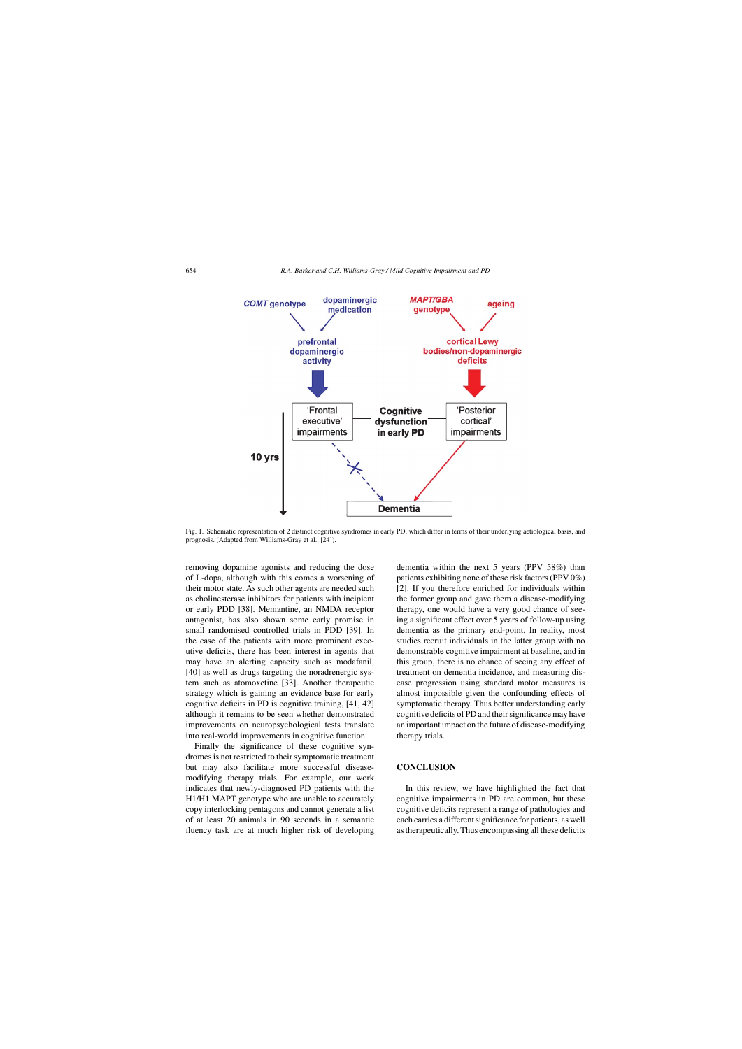Fig. 1. Schematic representation of 2 distinct cognitive syndromes in early PD, which differ in terms of their underlying aetiological basis, and prognosis. (Adapted from Williams-Gray et al., [24]).

removing dopamine agonists and reducing the dose of L-dopa, although with this comes a worsening of their motor state. As such other agents are needed such as cholinesterase inhibitors for patients with incipient or early PDD [38]. Memantine, an NMDA receptor antagonist, has also shown some early promise in small randomised controlled trials in PDD [39]. In the case of the patients with more prominent executive deficits, there has been interest in agents that may have an alerting capacity such as modafanil, [40] as well as drugs targeting the noradrenergic system such as atomoxetine [33]. Another therapeutic strategy which is gaining an evidence base for early cognitive deficits in PD is cognitive training, [41, 42] although it remains to be seen whether demonstrated improvements on neuropsychological tests translate into real-world improvements in cognitive function.

Finally the significance of these cognitive syndromes is not restricted to their symptomatic treatment but may also facilitate more successful disease-modifying therapy trials. For example, our work indicates that newly-diagnosed PD patients with the H1/H1 MAPT genotype who are unable to accurately copy interlocking pentagons and cannot generate a list of at least 20 animals in 90 seconds in a semantic fluency task are at much higher risk of developing dementia within the next 5 years (PPV 58%) than patients exhibiting none of these risk factors (PPV 0%) [2]. If you therefore enriched for individuals within the former group and gave them a disease-modifying therapy, one would have a very good chance of seeing a significant effect over 5 years of follow-up using dementia as the primary end-point. In reality, most studies recruit individuals in the latter group with no demonstrable cognitive impairment at baseline, and in this group, there is no chance of seeing any effect of treatment on dementia incidence, and measuring disease progression using standard motor measures is almost impossible given the confounding effects of symptomatic therapy. Thus better understanding early cognitive deficits of PD and their significance may have an important impact on the future of disease-modifying therapy trials.

## CONCLUSION

In this review, we have highlighted the fact that cognitive impairments in PD are common, but these cognitive deficits represent a range of pathologies and each carries a different significance for patients, as well as therapeutically. Thus encompassing all these deficits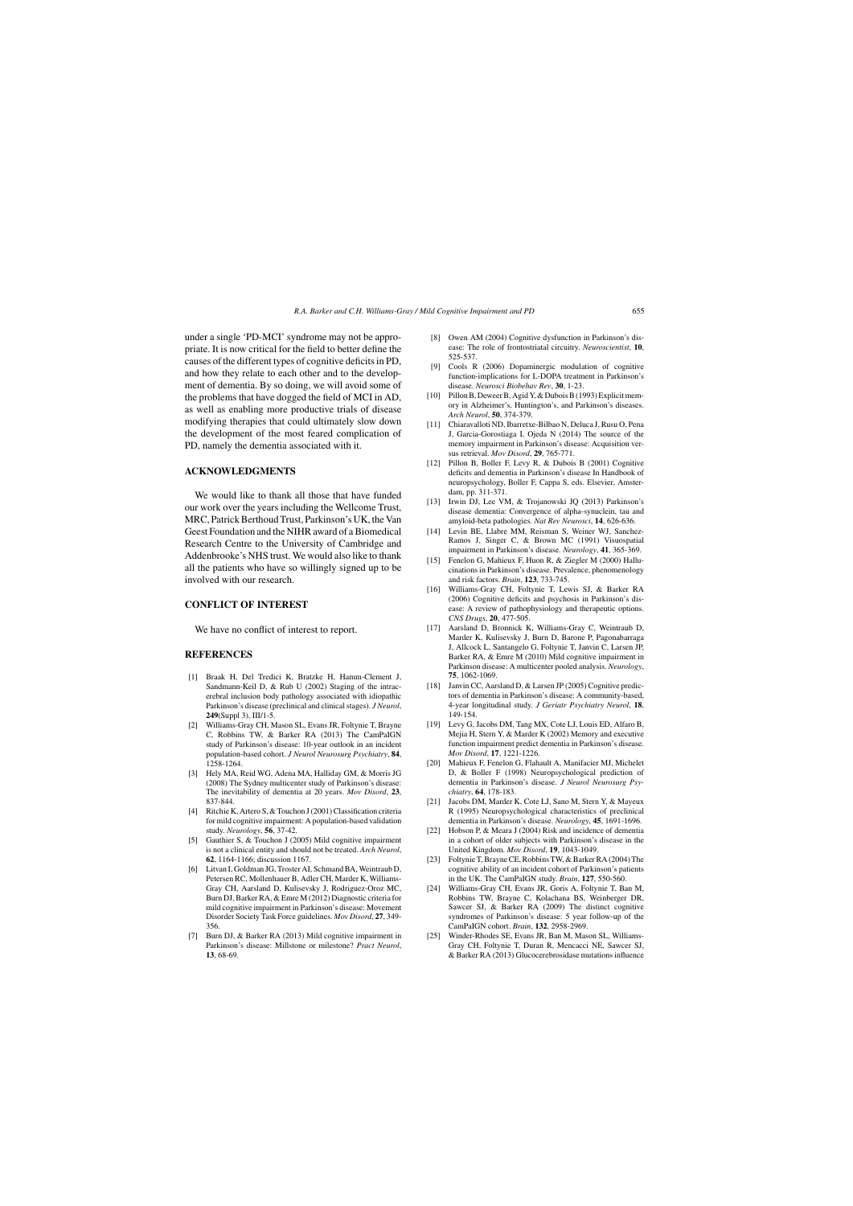under a single 'PD-MCI' syndrome may not be appropriate. It is now critical for the field to better define the causes of the different types of cognitive deficits in PD, and how they relate to each other and to the development of dementia. By so doing, we will avoid some of the problems that have dogged the field of MCI in AD, as well as enabling more productive trials of disease modifying therapies that could ultimately slow down the development of the most feared complication of PD, namely the dementia associated with it.

## ACKNOWLEDGMENTS

We would like to thank all those that have funded our work over the years including the Wellcome Trust, MRC, Patrick Berthoud Trust, Parkinson's UK, the Van Geest Foundation and the NIHR award of a Biomedical Research Centre to the University of Cambridge and Addenbrooke's NHS trust. We would also like to thank all the patients who have so willingly signed up to be involved with our research.

## CONFLICT OF INTEREST

We have no conflict of interest to report.

## REFERENCES

[1] Braak H, Del Tredici K, Bratzke H, Hamm-Clement J, Sandmann-Keil D, & Rub U (2002) Staging of the intracerebral inclusion body pathology associated with idiopathic Parkinson's disease (preclinical and clinical stages). *J Neurol*, **249**(Suppl 3), III/1-5.

[2] Williams-Gray CH, Mason SL, Evans JR, Foltynie T, Brayne C, Robbins TW, & Barker RA (2013) The CamPaIGN study of Parkinson's disease: 10-year outlook in an incident population-based cohort. *J Neurol Neurosurg Psychiatry*, **84**, 1258-1264.

[3] Hely MA, Reid WG, Adena MA, Halliday GM, & Morris JG (2008) The Sydney multicenter study of Parkinson's disease: The inevitability of dementia at 20 years. *Mov Disord*, **23**, 837-844.

[4] Ritchie K, Artero S, & Touchon J (2001) Classification criteria for mild cognitive impairment: A population-based validation study. *Neurology*, **56**, 37-42.

[5] Gauthier S, & Touchon J (2005) Mild cognitive impairment is not a clinical entity and should not be treated. *Arch Neurol*, **62**, 1164-1166; discussion 1167.

[6] Litvan I, Goldman JG, Troster AI, Schmand BA, Weintraub D, Petersen RC, Mollenhauer B, Adler CH, Marder K, Williams-Gray CH, Aarsland D, Kulisevsky J, Rodriguez-Oroz MC, Burn DJ, Barker RA, & Emre M (2012) Diagnostic criteria for mild cognitive impairment in Parkinson's disease: Movement Disorder Society Task Force guidelines. *Mov Disord*, **27**, 349-356.

[7] Burn DJ, & Barker RA (2013) Mild cognitive impairment in Parkinson's disease: Millstone or milestone? *Pract Neurol*, **13**, 68-69.

[8] Owen AM (2004) Cognitive dysfunction in Parkinson's disease: The role of frontostriatal circuitry. *Neuroscientist*, **10**, 525-537.

[9] Cools R (2006) Dopaminergic modulation of cognitive function-implications for L-DOPA treatment in Parkinson's disease. *Neurosci Biobehav Rev*, **30**, 1-23.

[10] Pillon B, Deweer B, Agid Y, & Dubois B (1993) Explicit memory in Alzheimer's, Huntington's, and Parkinson's diseases. *Arch Neurol*, **50**, 374-379.

[11] Chiaravalloti ND, Ibarretxe-Bilbao N, Deluca J, Rusu O, Pena J, Garcia-Gorostiaga I, Ojeda N (2014) The source of the memory impairment in Parkinson's disease: Acquisition versus retrieval. *Mov Disord*, **29**, 765-771.

[12] Pillon B, Boller F, Levy R, & Dubois B (2001) Cognitive deficits and dementia in Parkinson's disease In Handbook of neuropsychology, Boller F, Cappa S, eds. Elsevier, Amsterdam, pp. 311-371.

[13] Irwin DJ, Lee VM, & Trojanowski JQ (2013) Parkinson's disease dementia: Convergence of alpha-synuclein, tau and amyloid-beta pathologies. *Nat Rev Neurosci*, **14**, 626-636.

[14] Levin BE, Llabre MM, Reisman S, Weiner WJ, Sanchez-Ramos J, Singer C, & Brown MC (1991) Visuospatial impairment in Parkinson's disease. *Neurology*, **41**, 365-369.

[15] Fenelon G, Mahieux F, Huon R, & Ziegler M (2000) Hallucinations in Parkinson's disease. Prevalence, phenomenology and risk factors. *Brain*, **123**, 733-745.

[16] Williams-Gray CH, Foltynie T, Lewis SJ, & Barker RA (2006) Cognitive deficits and psychosis in Parkinson's disease: A review of pathophysiology and therapeutic options. *CNS Drugs*, **20**, 477-505.

[17] Aarsland D, Bronnick K, Williams-Gray C, Weintraub D, Marder K, Kulisevsky J, Burn D, Barone P, Pagonabarraga J, Allcock L, Santangelo G, Foltynie T, Janvin C, Larsen JP, Barker RA, & Emre M (2010) Mild cognitive impairment in Parkinson disease: A multicenter pooled analysis. *Neurology*, **75**, 1062-1069.

[18] Janvin CC, Aarsland D, & Larsen JP (2005) Cognitive predictors of dementia in Parkinson's disease: A community-based, 4-year longitudinal study. *J Geriatr Psychiatry Neurol*, **18**, 149-154.

[19] Levy G, Jacobs DM, Tang MX, Cote LJ, Louis ED, Alfaro B, Mejia H, Stern Y, & Marder K (2002) Memory and executive function impairment predict dementia in Parkinson's disease. *Mov Disord*, **17**, 1221-1226.

[20] Mahieux F, Fenelon G, Flahault A, Manifacier MJ, Michelet D, & Boller F (1998) Neuropsychological prediction of dementia in Parkinson's disease. *J Neurol Neurosurg Psychiatry*, **64**, 178-183.

[21] Jacobs DM, Marder K, Cote LJ, Sano M, Stern Y, & Mayeux R (1995) Neuropsychological characteristics of preclinical dementia in Parkinson's disease. *Neurology*, **45**, 1691-1696.

[22] Hobson P, & Meara J (2004) Risk and incidence of dementia in a cohort of older subjects with Parkinson's disease in the United Kingdom. *Mov Disord*, **19**, 1043-1049.

[23] Foltynie T, Brayne CE, Robbins TW, & Barker RA (2004) The cognitive ability of an incident cohort of Parkinson's patients in the UK. The CamPaIGN study. *Brain*, **127**, 550-560.

[24] Williams-Gray CH, Evans JR, Goris A, Foltynie T, Ban M, Robbins TW, Brayne C, Kolachana BS, Weinberger DR, Sawcer SJ, & Barker RA (2009) The distinct cognitive syndromes of Parkinson's disease: 5 year follow-up of the CamPaIGN cohort. *Brain*, **132**, 2958-2969.

[25] Winder-Rhodes SE, Evans JR, Ban M, Mason SL, Williams-Gray CH, Foltynie T, Duran R, Mencacci NE, Sawcer SJ, & Barker RA (2013) Glucocerebrosidase mutations influence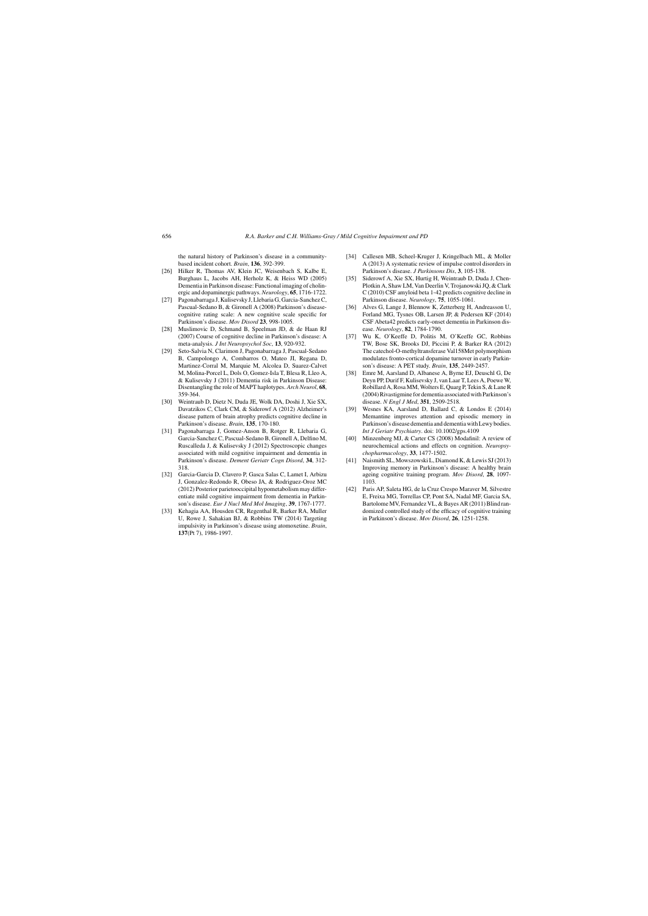the natural history of Parkinson's disease in a community-based incident cohort. *Brain*, **136**, 392-399.

[26] Hilker R, Thomas AV, Klein JC, Weisenbach S, Kalbe E, Burghaus L, Jacobs AH, Herholz K, & Heiss WD (2005) Dementia in Parkinson disease: Functional imaging of cholinergic and dopaminergic pathways. *Neurology*, **65**, 1716-1722.

[27] Pagonabarraga J, Kulisevsky J, Llebaria G, Garcia-Sanchez C, Pascual-Sedano B, & Gironell A (2008) Parkinson's disease-cognitive rating scale: A new cognitive scale specific for Parkinson's disease. *Mov Disord* **23**, 998-1005.

[28] Muslimovic D, Schmand B, Speelman JD, & de Haan RJ (2007) Course of cognitive decline in Parkinson's disease: A meta-analysis. *J Int Neuropsychol Soc*, **13**, 920-932.

[29] Seto-Salvia N, Clarimon J, Pagonabarraga J, Pascual-Sedano B, Campolongo A, Combarros O, Mateo JI, Regana D, Martinez-Corral M, Marquie M, Alcolea D, Suarez-Calvet M, Molina-Porcel L, Dols O, Gomez-Isla T, Blesa R, Lleo A, & Kulisevsky J (2011) Dementia risk in Parkinson Disease: Disentangling the role of MAPT haplotypes. *Arch Neurol*, **68**, 359-364.

[30] Weintraub D, Dietz N, Duda JE, Wolk DA, Doshi J, Xie SX, Davatzikos C, Clark CM, & Siderowf A (2012) Alzheimer's disease pattern of brain atrophy predicts cognitive decline in Parkinson's disease. *Brain*, **135**, 170-180.

[31] Pagonabarraga J, Gomez-Anson B, Rotger R, Llebaria G, Garcia-Sanchez C, Pascual-Sedano B, Gironell A, Delfino M, Ruscalleda J, & Kulisevsky J (2012) Spectroscopic changes associated with mild cognitive impairment and dementia in Parkinson's disease. *Dement Geriatr Cogn Disord*, **34**, 312-318.

[32] Garcia-Garcia D, Clavero P, Gasca Salas C, Lamet I, Arbizu J, Gonzalez-Redondo R, Obeso JA, & Rodriguez-Oroz MC (2012) Posterior parietooccipital hypometabolism may differentiate mild cognitive impairment from dementia in Parkinson's disease. *Eur J Nucl Med Mol Imaging*, **39**, 1767-1777.

[33] Kehagia AA, Housden CR, Regenthal R, Barker RA, Muller U, Rowe J, Sahakian BJ, & Robbins TW (2014) Targeting impulsivity in Parkinson's disease using atomoxetine. *Brain*, **137**(Pt 7), 1986-1997.

[34] Callesen MB, Scheel-Kruger J, Kringelbach ML, & Moller A (2013) A systematic review of impulse control disorders in Parkinson's disease. *J Parkinsons Dis*, **3**, 105-138.

[35] Siderowf A, Xie SX, Hurtig H, Weintraub D, Duda J, Chen-Plotkin A, Shaw LM, Van Deerlin V, Trojanowski JQ, & Clark C (2010) CSF amyloid beta 1-42 predicts cognitive decline in Parkinson disease. *Neurology*, **75**, 1055-1061.

[36] Alves G, Lange J, Blennow K, Zetterberg H, Andreasson U, Forland MG, Tysnes OB, Larsen JP, & Pedersen KF (2014) CSF Abeta42 predicts early-onset dementia in Parkinson disease. *Neurology*, **82**, 1784-1790.

[37] Wu K, O'Keeffe D, Politis M, O'Keeffe GC, Robbins TW, Bose SK, Brooks DJ, Piccini P, & Barker RA (2012) The catechol-O-methyltransferase Val158Met polymorphism modulates fronto-cortical dopamine turnover in early Parkinson's disease: A PET study. *Brain*, **135**, 2449-2457.

[38] Emre M, Aarsland D, Albanese A, Byrne EJ, Deuschl G, De Deyn PP, Durif F, Kulisevsky J, van Laar T, Lees A, Poewe W, Robillard A, Rosa MM, Wolters E, Quarg P, Tekin S, & Lane R (2004) Rivastigmine for dementia associated with Parkinson's disease. *N Engl J Med*, **351**, 2509-2518.

[39] Wesnes KA, Aarsland D, Ballard C, & Londos E (2014) Memantine improves attention and episodic memory in Parkinson's disease dementia and dementia with Lewy bodies. *Int J Geriatr Psychiatry*. doi: 10.1002/gps.4109

[40] Minzenberg MJ, & Carter CS (2008) Modafinil: A review of neurochemical actions and effects on cognition. *Neuropsychopharmacology*, **33**, 1477-1502.

[41] Naismith SL, Mowszowski L, Diamond K, & Lewis SJ (2013) Improving memory in Parkinson's disease: A healthy brain ageing cognitive training program. *Mov Disord*, **28**, 1097-1103.

[42] Paris AP, Saleta HG, de la Cruz Crespo Maraver M, Silvestre E, Freixa MG, Torrellas CP, Pont SA, Nadal MF, Garcia SA, Bartolome MV, Fernandez VL, & Bayes AR (2011) Blind randomized controlled study of the efficacy of cognitive training in Parkinson's disease. *Mov Disord*, **26**, 1251-1258.